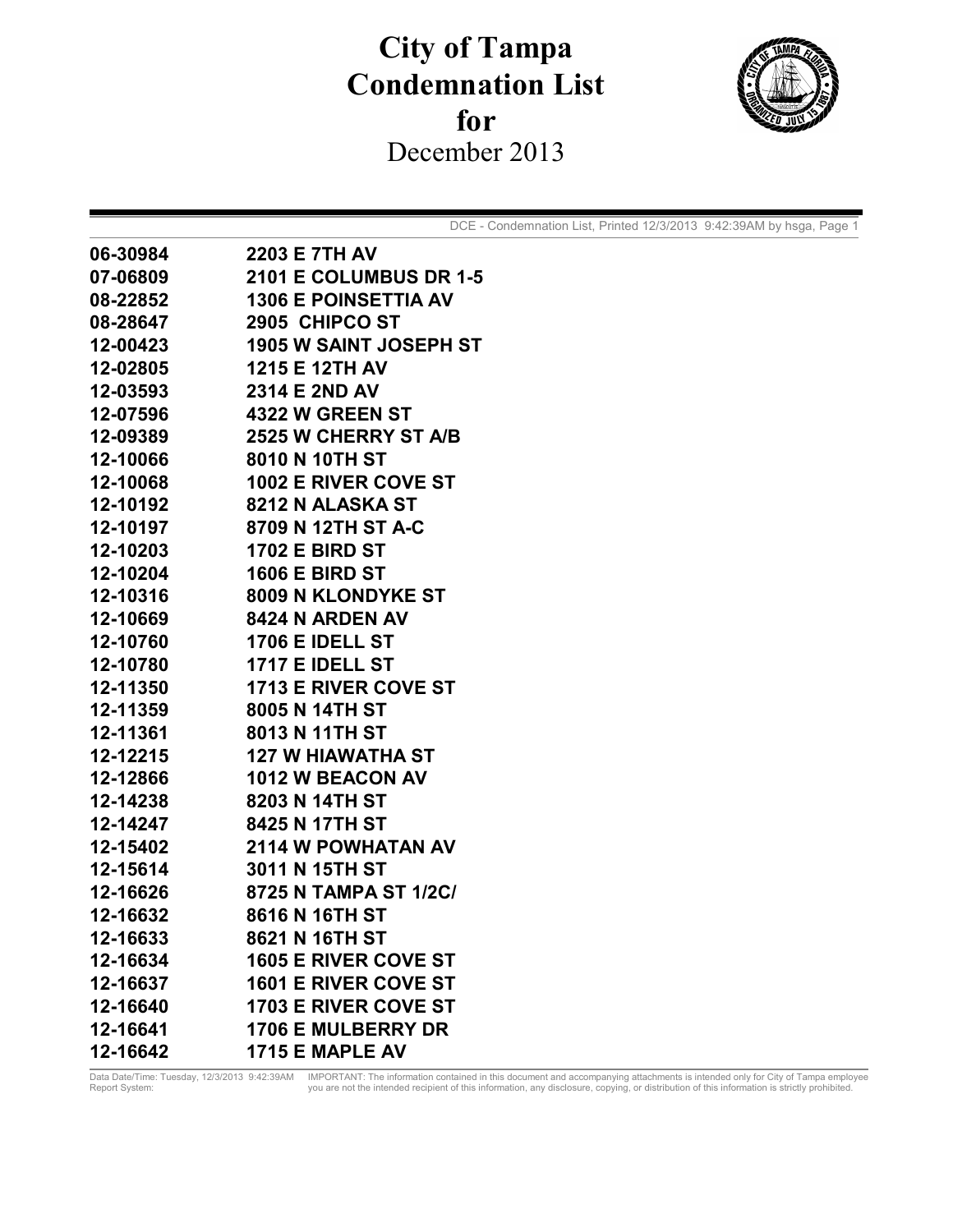# City of Tampa Condemnation List for

December 2013

DCE - Condemnation List, Printed 12/3/2013 9:42:39AM by hsga, Page 1

| | |
|---|---|
| **06-30984** | **2203 E 7TH AV** |
| **07-06809** | **2101 E COLUMBUS DR 1-5** |
| **08-22852** | **1306 E POINSETTIA AV** |
| **08-28647** | **2905 CHIPCO ST** |
| **12-00423** | **1905 W SAINT JOSEPH ST** |
| **12-02805** | **1215 E 12TH AV** |
| **12-03593** | **2314 E 2ND AV** |
| **12-07596** | **4322 W GREEN ST** |
| **12-09389** | **2525 W CHERRY ST A/B** |
| **12-10066** | **8010 N 10TH ST** |
| **12-10068** | **1002 E RIVER COVE ST** |
| **12-10192** | **8212 N ALASKA ST** |
| **12-10197** | **8709 N 12TH ST A-C** |
| **12-10203** | **1702 E BIRD ST** |
| **12-10204** | **1606 E BIRD ST** |
| **12-10316** | **8009 N KLONDYKE ST** |
| **12-10669** | **8424 N ARDEN AV** |
| **12-10760** | **1706 E IDELL ST** |
| **12-10780** | **1717 E IDELL ST** |
| **12-11350** | **1713 E RIVER COVE ST** |
| **12-11359** | **8005 N 14TH ST** |
| **12-11361** | **8013 N 11TH ST** |
| **12-12215** | **127 W HIAWATHA ST** |
| **12-12866** | **1012 W BEACON AV** |
| **12-14238** | **8203 N 14TH ST** |
| **12-14247** | **8425 N 17TH ST** |
| **12-15402** | **2114 W POWHATAN AV** |
| **12-15614** | **3011 N 15TH ST** |
| **12-16626** | **8725 N TAMPA ST 1/2C/** |
| **12-16632** | **8616 N 16TH ST** |
| **12-16633** | **8621 N 16TH ST** |
| **12-16634** | **1605 E RIVER COVE ST** |
| **12-16637** | **1601 E RIVER COVE ST** |
| **12-16640** | **1703 E RIVER COVE ST** |
| **12-16641** | **1706 E MULBERRY DR** |
| **12-16642** | **1715 E MAPLE AV** |

Data Date/Time: Tuesday, 12/3/2013 9:42:39AM
Report System:

IMPORTANT: The information contained in this document and accompanying attachments is intended only for City of Tampa employee you are not the intended recipient of this information, any disclosure, copying, or distribution of this information is strictly prohibited.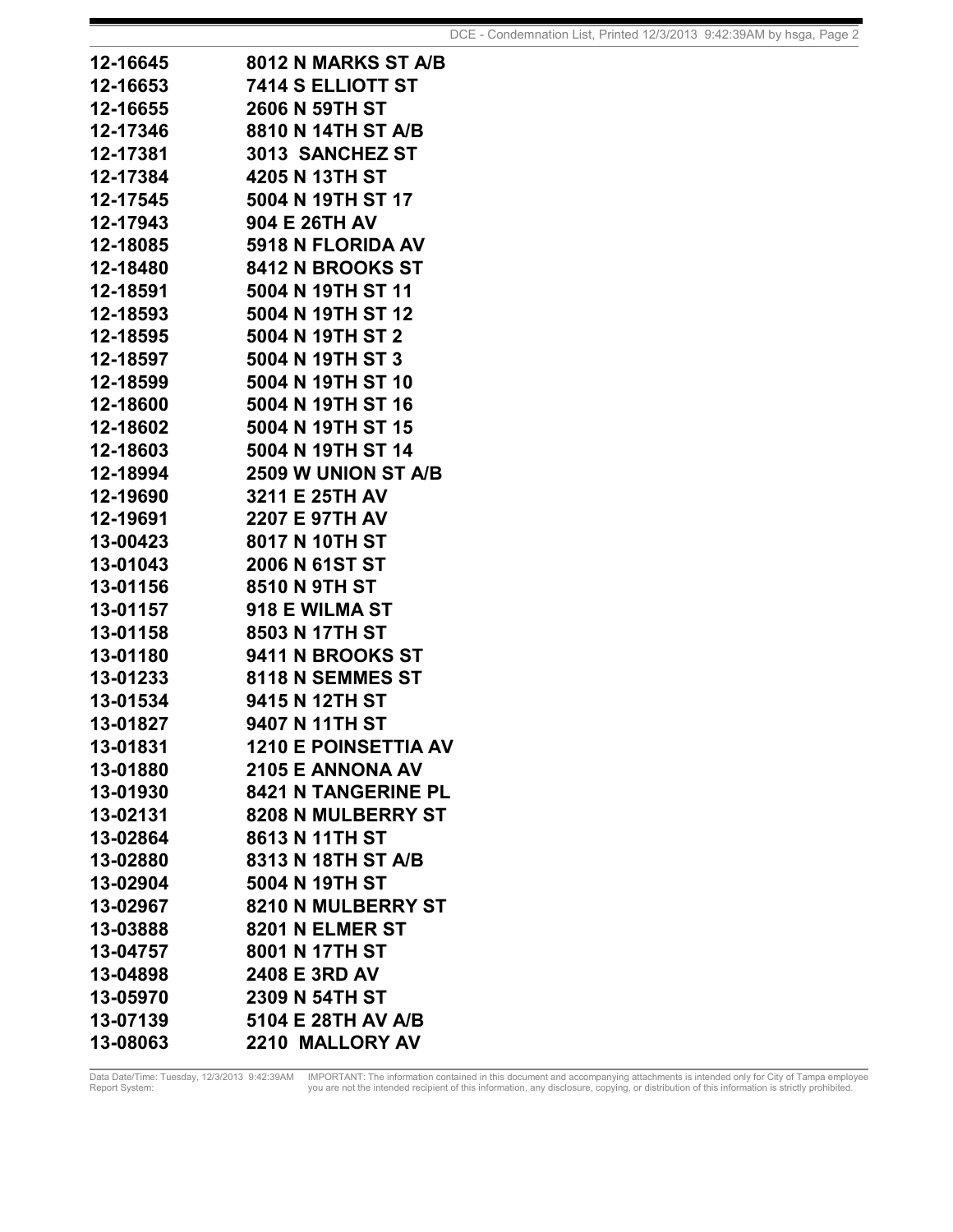| | |
|---|---|
| **12-16645** | **8012 N MARKS ST A/B** |
| **12-16653** | **7414 S ELLIOTT ST** |
| **12-16655** | **2606 N 59TH ST** |
| **12-17346** | **8810 N 14TH ST A/B** |
| **12-17381** | **3013  SANCHEZ ST** |
| **12-17384** | **4205 N 13TH ST** |
| **12-17545** | **5004 N 19TH ST 17** |
| **12-17943** | **904 E 26TH AV** |
| **12-18085** | **5918 N FLORIDA AV** |
| **12-18480** | **8412 N BROOKS ST** |
| **12-18591** | **5004 N 19TH ST 11** |
| **12-18593** | **5004 N 19TH ST 12** |
| **12-18595** | **5004 N 19TH ST 2** |
| **12-18597** | **5004 N 19TH ST 3** |
| **12-18599** | **5004 N 19TH ST 10** |
| **12-18600** | **5004 N 19TH ST 16** |
| **12-18602** | **5004 N 19TH ST 15** |
| **12-18603** | **5004 N 19TH ST 14** |
| **12-18994** | **2509 W UNION ST A/B** |
| **12-19690** | **3211 E 25TH AV** |
| **12-19691** | **2207 E 97TH AV** |
| **13-00423** | **8017 N 10TH ST** |
| **13-01043** | **2006 N 61ST ST** |
| **13-01156** | **8510 N 9TH ST** |
| **13-01157** | **918 E WILMA ST** |
| **13-01158** | **8503 N 17TH ST** |
| **13-01180** | **9411 N BROOKS ST** |
| **13-01233** | **8118 N SEMMES ST** |
| **13-01534** | **9415 N 12TH ST** |
| **13-01827** | **9407 N 11TH ST** |
| **13-01831** | **1210 E POINSETTIA AV** |
| **13-01880** | **2105 E ANNONA AV** |
| **13-01930** | **8421 N TANGERINE PL** |
| **13-02131** | **8208 N MULBERRY ST** |
| **13-02864** | **8613 N 11TH ST** |
| **13-02880** | **8313 N 18TH ST A/B** |
| **13-02904** | **5004 N 19TH ST** |
| **13-02967** | **8210 N MULBERRY ST** |
| **13-03888** | **8201 N ELMER ST** |
| **13-04757** | **8001 N 17TH ST** |
| **13-04898** | **2408 E 3RD AV** |
| **13-05970** | **2309 N 54TH ST** |
| **13-07139** | **5104 E 28TH AV A/B** |
| **13-08063** | **2210  MALLORY AV** |

Data Date/Time: Tuesday, 12/3/2013 9:42:39AM
Report System:

IMPORTANT: The information contained in this document and accompanying attachments is intended only for City of Tampa employee you are not the intended recipient of this information, any disclosure, copying, or distribution of this information is strictly prohibited.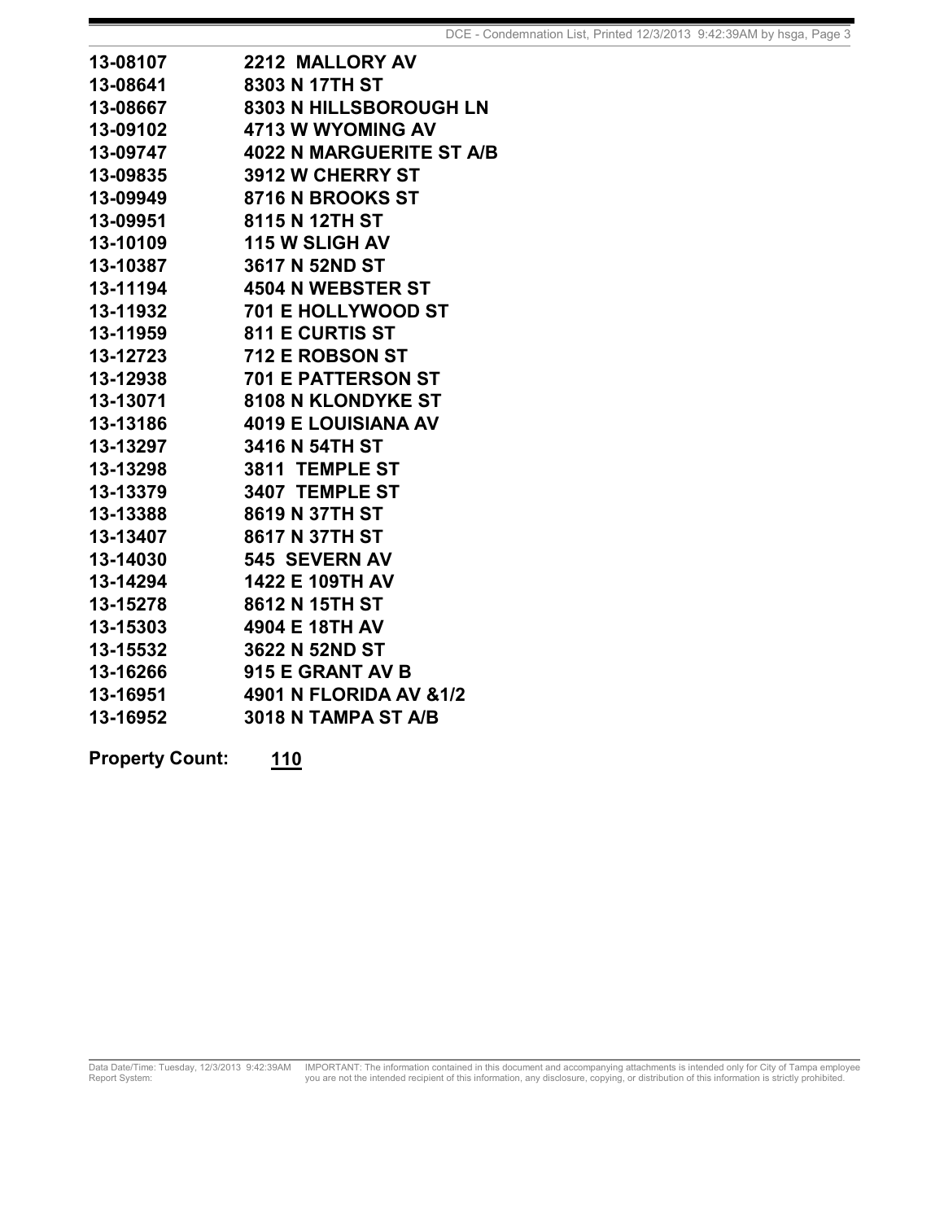| | |
|---|---|
| **13-08107** | **2212 MALLORY AV** |
| **13-08641** | **8303 N 17TH ST** |
| **13-08667** | **8303 N HILLSBOROUGH LN** |
| **13-09102** | **4713 W WYOMING AV** |
| **13-09747** | **4022 N MARGUERITE ST A/B** |
| **13-09835** | **3912 W CHERRY ST** |
| **13-09949** | **8716 N BROOKS ST** |
| **13-09951** | **8115 N 12TH ST** |
| **13-10109** | **115 W SLIGH AV** |
| **13-10387** | **3617 N 52ND ST** |
| **13-11194** | **4504 N WEBSTER ST** |
| **13-11932** | **701 E HOLLYWOOD ST** |
| **13-11959** | **811 E CURTIS ST** |
| **13-12723** | **712 E ROBSON ST** |
| **13-12938** | **701 E PATTERSON ST** |
| **13-13071** | **8108 N KLONDYKE ST** |
| **13-13186** | **4019 E LOUISIANA AV** |
| **13-13297** | **3416 N 54TH ST** |
| **13-13298** | **3811 TEMPLE ST** |
| **13-13379** | **3407 TEMPLE ST** |
| **13-13388** | **8619 N 37TH ST** |
| **13-13407** | **8617 N 37TH ST** |
| **13-14030** | **545 SEVERN AV** |
| **13-14294** | **1422 E 109TH AV** |
| **13-15278** | **8612 N 15TH ST** |
| **13-15303** | **4904 E 18TH AV** |
| **13-15532** | **3622 N 52ND ST** |
| **13-16266** | **915 E GRANT AV B** |
| **13-16951** | **4901 N FLORIDA AV &1/2** |
| **13-16952** | **3018 N TAMPA ST A/B** |

**Property Count:** **110**

Data Date/Time: Tuesday, 12/3/2013 9:42:39AM
Report System:

IMPORTANT: The information contained in this document and accompanying attachments is intended only for City of Tampa employee you are not the intended recipient of this information, any disclosure, copying, or distribution of this information is strictly prohibited.